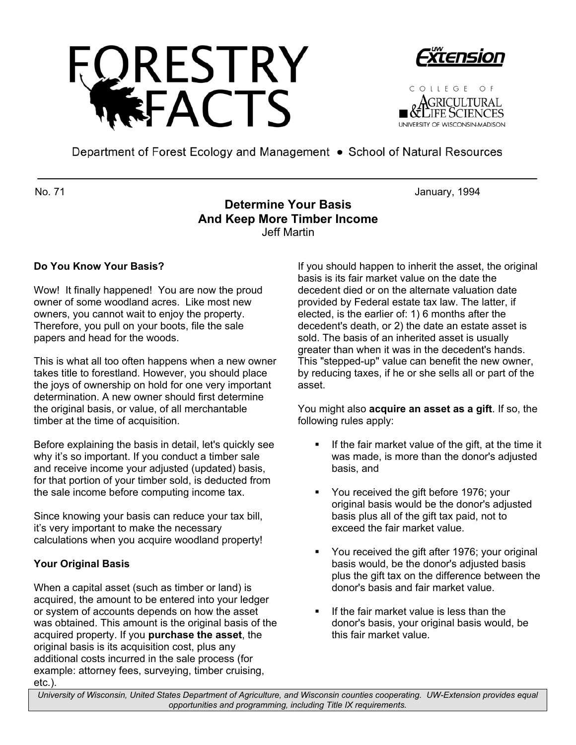# FORESTRY FACTS

UW Extension

College of Agricultural & Life Sciences
University of Wisconsin-Madison

Department of Forest Ecology and Management • School of Natural Resources

No. 71 January, 1994

## Determine Your Basis And Keep More Timber Income

Jeff Martin

### Do You Know Your Basis?

Wow! It finally happened! You are now the proud owner of some woodland acres. Like most new owners, you cannot wait to enjoy the property. Therefore, you pull on your boots, file the sale papers and head for the woods.

This is what all too often happens when a new owner takes title to forestland. However, you should place the joys of ownership on hold for one very important determination. A new owner should first determine the original basis, or value, of all merchantable timber at the time of acquisition.

Before explaining the basis in detail, let's quickly see why it's so important. If you conduct a timber sale and receive income your adjusted (updated) basis, for that portion of your timber sold, is deducted from the sale income before computing income tax.

Since knowing your basis can reduce your tax bill, it's very important to make the necessary calculations when you acquire woodland property!

### Your Original Basis

When a capital asset (such as timber or land) is acquired, the amount to be entered into your ledger or system of accounts depends on how the asset was obtained. This amount is the original basis of the acquired property. If you **purchase the asset**, the original basis is its acquisition cost, plus any additional costs incurred in the sale process (for example: attorney fees, surveying, timber cruising, etc.).

If you should happen to inherit the asset, the original basis is its fair market value on the date the decedent died or on the alternate valuation date provided by Federal estate tax law. The latter, if elected, is the earlier of: 1) 6 months after the decedent's death, or 2) the date an estate asset is sold. The basis of an inherited asset is usually greater than when it was in the decedent's hands. This "stepped-up" value can benefit the new owner, by reducing taxes, if he or she sells all or part of the asset.

You might also **acquire an asset as a gift**. If so, the following rules apply:

- If the fair market value of the gift, at the time it was made, is more than the donor's adjusted basis, and
- You received the gift before 1976; your original basis would be the donor's adjusted basis plus all of the gift tax paid, not to exceed the fair market value.
- You received the gift after 1976; your original basis would, be the donor's adjusted basis plus the gift tax on the difference between the donor's basis and fair market value.
- If the fair market value is less than the donor's basis, your original basis would, be this fair market value.

*University of Wisconsin, United States Department of Agriculture, and Wisconsin counties cooperating. UW-Extension provides equal opportunities and programming, including Title IX requirements.*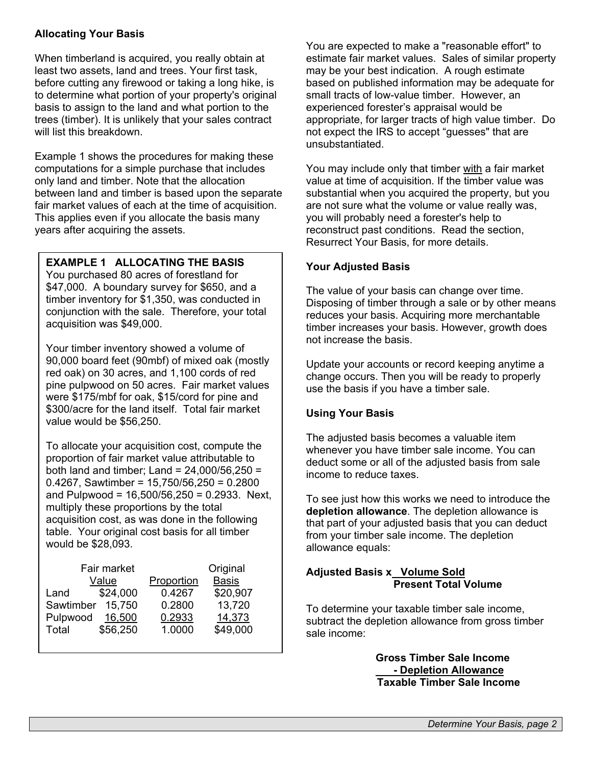## Allocating Your Basis

When timberland is acquired, you really obtain at least two assets, land and trees. Your first task, before cutting any firewood or taking a long hike, is to determine what portion of your property's original basis to assign to the land and what portion to the trees (timber). It is unlikely that your sales contract will list this breakdown.

Example 1 shows the procedures for making these computations for a simple purchase that includes only land and timber. Note that the allocation between land and timber is based upon the separate fair market values of each at the time of acquisition. This applies even if you allocate the basis many years after acquiring the assets.

> **EXAMPLE 1 ALLOCATING THE BASIS**
>
> You purchased 80 acres of forestland for \$47,000. A boundary survey for \$650, and a timber inventory for \$1,350, was conducted in conjunction with the sale. Therefore, your total acquisition was \$49,000.
>
> Your timber inventory showed a volume of 90,000 board feet (90mbf) of mixed oak (mostly red oak) on 30 acres, and 1,100 cords of red pine pulpwood on 50 acres. Fair market values were \$175/mbf for oak, \$15/cord for pine and \$300/acre for the land itself. Total fair market value would be \$56,250.
>
> To allocate your acquisition cost, compute the proportion of fair market value attributable to both land and timber; Land = 24,000/56,250 = 0.4267, Sawtimber = 15,750/56,250 = 0.2800 and Pulpwood = 16,500/56,250 = 0.2933. Next, multiply these proportions by the total acquisition cost, as was done in the following table. Your original cost basis for all timber would be \$28,093.
>
> | | Fair market Value | Proportion | Original Basis |
> |---|---|---|---|
> | Land | \$24,000 | 0.4267 | \$20,907 |
> | Sawtimber | 15,750 | 0.2800 | 13,720 |
> | Pulpwood | 16,500 | 0.2933 | 14,373 |
> | Total | \$56,250 | 1.0000 | \$49,000 |

You are expected to make a "reasonable effort" to estimate fair market values. Sales of similar property may be your best indication. A rough estimate based on published information may be adequate for small tracts of low-value timber. However, an experienced forester's appraisal would be appropriate, for larger tracts of high value timber. Do not expect the IRS to accept "guesses" that are unsubstantiated.

You may include only that timber <u>with</u> a fair market value at time of acquisition. If the timber value was substantial when you acquired the property, but you are not sure what the volume or value really was, you will probably need a forester's help to reconstruct past conditions. Read the section, Resurrect Your Basis, for more details.

## Your Adjusted Basis

The value of your basis can change over time. Disposing of timber through a sale or by other means reduces your basis. Acquiring more merchantable timber increases your basis. However, growth does not increase the basis.

Update your accounts or record keeping anytime a change occurs. Then you will be ready to properly use the basis if you have a timber sale.

## Using Your Basis

The adjusted basis becomes a valuable item whenever you have timber sale income. You can deduct some or all of the adjusted basis from sale income to reduce taxes.

To see just how this works we need to introduce the **depletion allowance**. The depletion allowance is that part of your adjusted basis that you can deduct from your timber sale income. The depletion allowance equals:

$$\textbf{Adjusted Basis} \times \frac{\textbf{Volume Sold}}{\textbf{Present Total Volume}}$$

To determine your taxable timber sale income, subtract the depletion allowance from gross timber sale income:

**Gross Timber Sale Income**
**- Depletion Allowance**
**Taxable Timber Sale Income**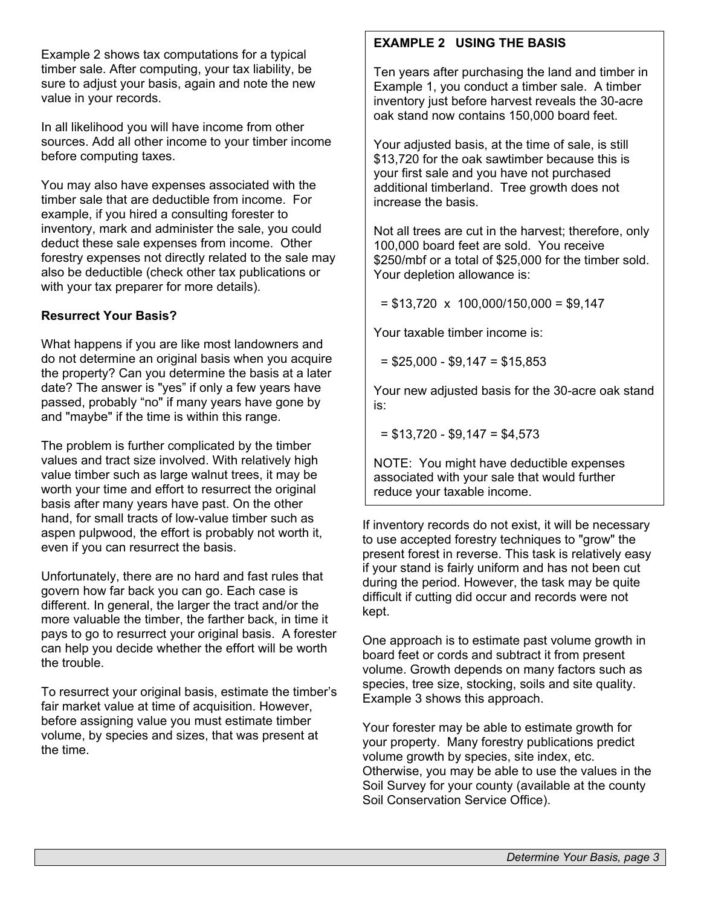Example 2 shows tax computations for a typical timber sale. After computing, your tax liability, be sure to adjust your basis, again and note the new value in your records.

In all likelihood you will have income from other sources. Add all other income to your timber income before computing taxes.

You may also have expenses associated with the timber sale that are deductible from income. For example, if you hired a consulting forester to inventory, mark and administer the sale, you could deduct these sale expenses from income. Other forestry expenses not directly related to the sale may also be deductible (check other tax publications or with your tax preparer for more details).

### Resurrect Your Basis?

What happens if you are like most landowners and do not determine an original basis when you acquire the property? Can you determine the basis at a later date? The answer is "yes" if only a few years have passed, probably "no" if many years have gone by and "maybe" if the time is within this range.

The problem is further complicated by the timber values and tract size involved. With relatively high value timber such as large walnut trees, it may be worth your time and effort to resurrect the original basis after many years have past. On the other hand, for small tracts of low-value timber such as aspen pulpwood, the effort is probably not worth it, even if you can resurrect the basis.

Unfortunately, there are no hard and fast rules that govern how far back you can go. Each case is different. In general, the larger the tract and/or the more valuable the timber, the farther back, in time it pays to go to resurrect your original basis. A forester can help you decide whether the effort will be worth the trouble.

To resurrect your original basis, estimate the timber's fair market value at time of acquisition. However, before assigning value you must estimate timber volume, by species and sizes, that was present at the time.

> **EXAMPLE 2 USING THE BASIS**
>
> Ten years after purchasing the land and timber in Example 1, you conduct a timber sale. A timber inventory just before harvest reveals the 30-acre oak stand now contains 150,000 board feet.
>
> Your adjusted basis, at the time of sale, is still $13,720 for the oak sawtimber because this is your first sale and you have not purchased additional timberland. Tree growth does not increase the basis.
>
> Not all trees are cut in the harvest; therefore, only 100,000 board feet are sold. You receive $250/mbf or a total of $25,000 for the timber sold. Your depletion allowance is:
>
> = $13,720 x 100,000/150,000 = $9,147
>
> Your taxable timber income is:
>
> = $25,000 - $9,147 = $15,853
>
> Your new adjusted basis for the 30-acre oak stand is:
>
> = $13,720 - $9,147 = $4,573
>
> NOTE: You might have deductible expenses associated with your sale that would further reduce your taxable income.

If inventory records do not exist, it will be necessary to use accepted forestry techniques to "grow" the present forest in reverse. This task is relatively easy if your stand is fairly uniform and has not been cut during the period. However, the task may be quite difficult if cutting did occur and records were not kept.

One approach is to estimate past volume growth in board feet or cords and subtract it from present volume. Growth depends on many factors such as species, tree size, stocking, soils and site quality. Example 3 shows this approach.

Your forester may be able to estimate growth for your property. Many forestry publications predict volume growth by species, site index, etc. Otherwise, you may be able to use the values in the Soil Survey for your county (available at the county Soil Conservation Service Office).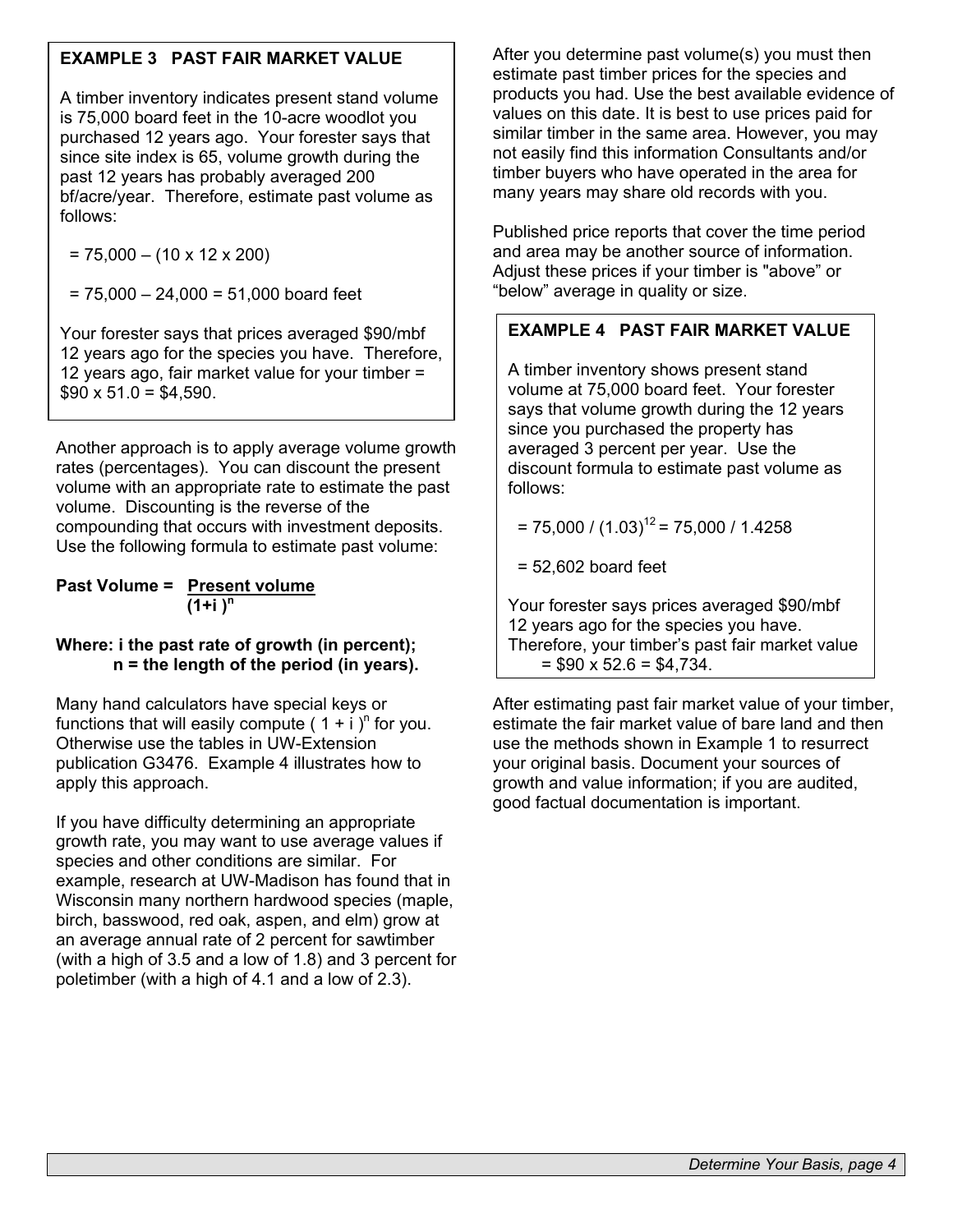### EXAMPLE 3 PAST FAIR MARKET VALUE

A timber inventory indicates present stand volume is 75,000 board feet in the 10-acre woodlot you purchased 12 years ago. Your forester says that since site index is 65, volume growth during the past 12 years has probably averaged 200 bf/acre/year. Therefore, estimate past volume as follows:

$= 75{,}000 - (10 \times 12 \times 200)$

$= 75{,}000 - 24{,}000 = 51{,}000$ board feet

Your forester says that prices averaged $90/mbf 12 years ago for the species you have. Therefore, 12 years ago, fair market value for your timber = $90 x 51.0 = $4,590.

Another approach is to apply average volume growth rates (percentages). You can discount the present volume with an appropriate rate to estimate the past volume. Discounting is the reverse of the compounding that occurs with investment deposits. Use the following formula to estimate past volume:

$$\textbf{Past Volume} = \frac{\textbf{Present volume}}{(1+i)^n}$$

**Where: i the past rate of growth (in percent);**
**n = the length of the period (in years).**

Many hand calculators have special keys or functions that will easily compute $(1 + i)^n$ for you. Otherwise use the tables in UW-Extension publication G3476. Example 4 illustrates how to apply this approach.

If you have difficulty determining an appropriate growth rate, you may want to use average values if species and other conditions are similar. For example, research at UW-Madison has found that in Wisconsin many northern hardwood species (maple, birch, basswood, red oak, aspen, and elm) grow at an average annual rate of 2 percent for sawtimber (with a high of 3.5 and a low of 1.8) and 3 percent for poletimber (with a high of 4.1 and a low of 2.3).

After you determine past volume(s) you must then estimate past timber prices for the species and products you had. Use the best available evidence of values on this date. It is best to use prices paid for similar timber in the same area. However, you may not easily find this information Consultants and/or timber buyers who have operated in the area for many years may share old records with you.

Published price reports that cover the time period and area may be another source of information. Adjust these prices if your timber is "above" or "below" average in quality or size.

### EXAMPLE 4 PAST FAIR MARKET VALUE

A timber inventory shows present stand volume at 75,000 board feet. Your forester says that volume growth during the 12 years since you purchased the property has averaged 3 percent per year. Use the discount formula to estimate past volume as follows:

$= 75{,}000 / (1.03)^{12} = 75{,}000 / 1.4258$

$= 52{,}602$ board feet

Your forester says prices averaged $90/mbf 12 years ago for the species you have. Therefore, your timber's past fair market value = $90 x 52.6 = $4,734.

After estimating past fair market value of your timber, estimate the fair market value of bare land and then use the methods shown in Example 1 to resurrect your original basis. Document your sources of growth and value information; if you are audited, good factual documentation is important.